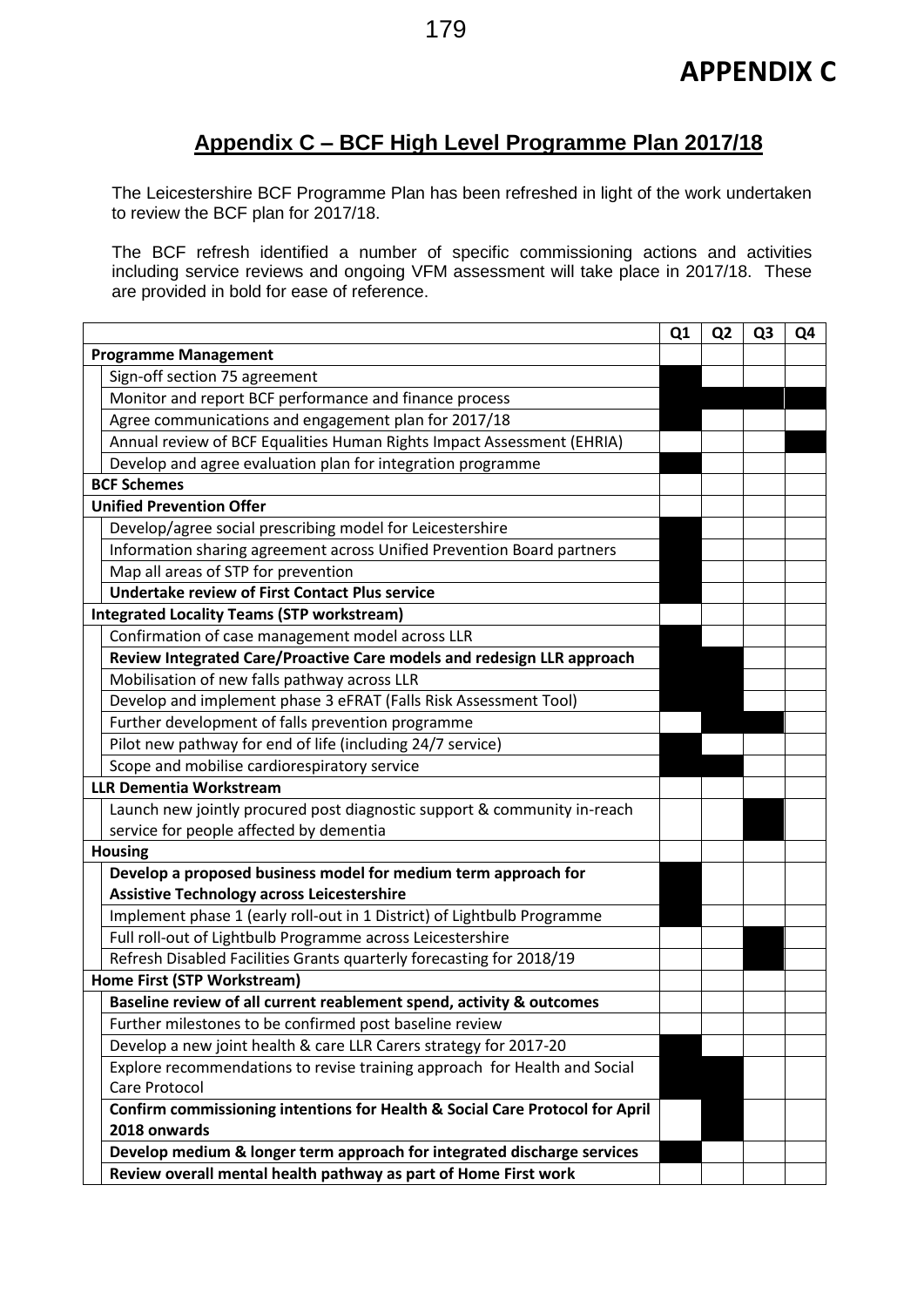# APPENDIX C

## Appendix C – BCF High Level Programme Plan 2017/18

The Leicestershire BCF Programme Plan has been refreshed in light of the work undertaken to review the BCF plan for 2017/18.

The BCF refresh identified a number of specific commissioning actions and activities including service reviews and ongoing VFM assessment will take place in 2017/18. These are provided in bold for ease of reference.

| | Q1 | Q2 | Q3 | Q4 |
|---|---|---|---|---|
| **Programme Management** | | | | |
| Sign-off section 75 agreement | ■ | | | |
| Monitor and report BCF performance and finance process | ■ | ■ | ■ | ■ |
| Agree communications and engagement plan for 2017/18 | ■ | | | |
| Annual review of BCF Equalities Human Rights Impact Assessment (EHRIA) | | | | ■ |
| Develop and agree evaluation plan for integration programme | ■ | | | |
| **BCF Schemes** | | | | |
| **Unified Prevention Offer** | | | | |
| Develop/agree social prescribing model for Leicestershire | ■ | | | |
| Information sharing agreement across Unified Prevention Board partners | ■ | | | |
| Map all areas of STP for prevention | ■ | | | |
| **Undertake review of First Contact Plus service** | ■ | | | |
| **Integrated Locality Teams (STP workstream)** | | | | |
| Confirmation of case management model across LLR | ■ | | | |
| **Review Integrated Care/Proactive Care models and redesign LLR approach** | ■ | ■ | | |
| Mobilisation of new falls pathway across LLR | ■ | ■ | | |
| Develop and implement phase 3 eFRAT (Falls Risk Assessment Tool) | ■ | ■ | | |
| Further development of falls prevention programme | | ■ | ■ | |
| Pilot new pathway for end of life (including 24/7 service) | ■ | | | |
| Scope and mobilise cardiorespiratory service | ■ | ■ | | |
| **LLR Dementia Workstream** | | | | |
| Launch new jointly procured post diagnostic support & community in-reach service for people affected by dementia | | | ■ | |
| **Housing** | | | | |
| **Develop a proposed business model for medium term approach for Assistive Technology across Leicestershire** | ■ | | | |
| Implement phase 1 (early roll-out in 1 District) of Lightbulb Programme | ■ | | | |
| Full roll-out of Lightbulb Programme across Leicestershire | | | ■ | |
| Refresh Disabled Facilities Grants quarterly forecasting for 2018/19 | | | ■ | |
| **Home First (STP Workstream)** | | | | |
| **Baseline review of all current reablement spend, activity & outcomes** | | | | |
| Further milestones to be confirmed post baseline review | | | | |
| Develop a new joint health & care LLR Carers strategy for 2017-20 | ■ | | | |
| Explore recommendations to revise training approach for Health and Social Care Protocol | ■ | ■ | | |
| **Confirm commissioning intentions for Health & Social Care Protocol for April 2018 onwards** | | ■ | | |
| **Develop medium & longer term approach for integrated discharge services** | ■ | | | |
| **Review overall mental health pathway as part of Home First work** | | | | |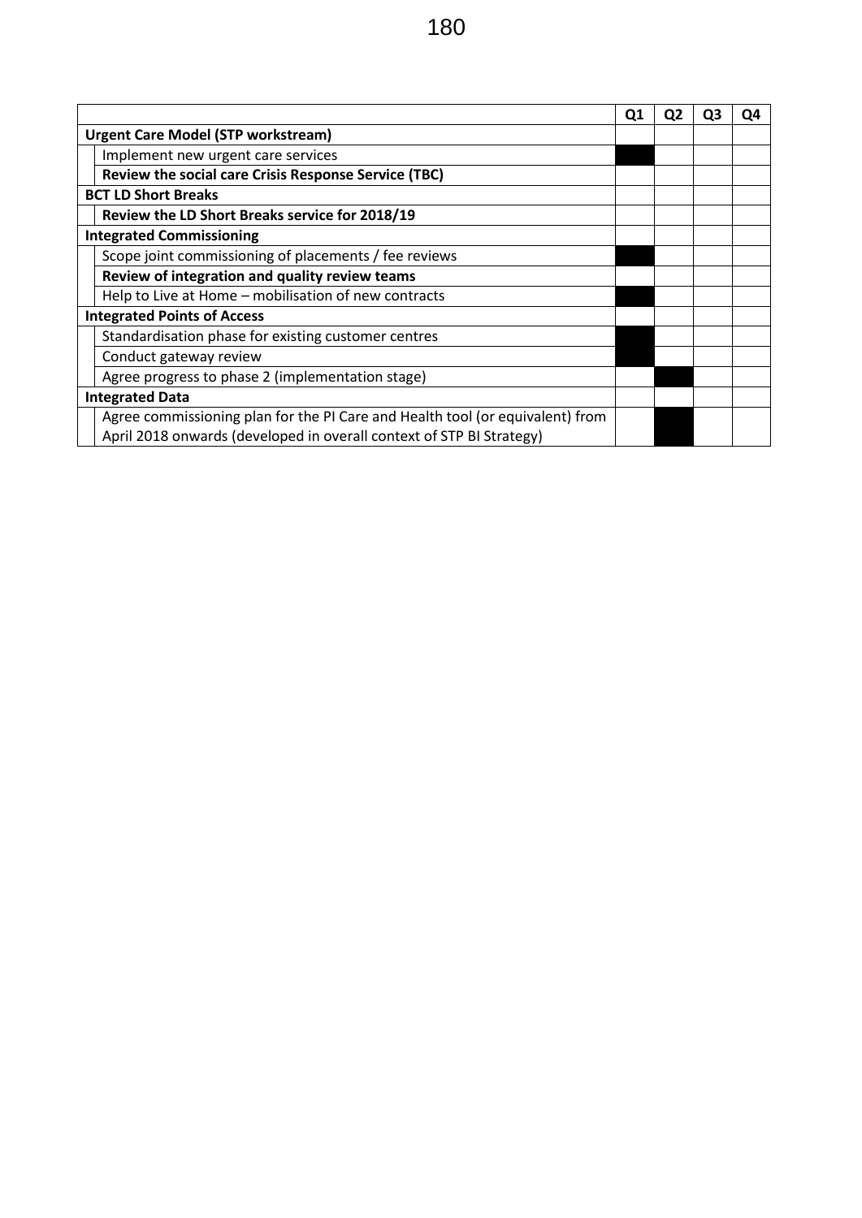| | Q1 | Q2 | Q3 | Q4 |
|---|---|---|---|---|
| **Urgent Care Model (STP workstream)** | | | | |
| Implement new urgent care services | ■ | | | |
| **Review the social care Crisis Response Service (TBC)** | | | | |
| **BCT LD Short Breaks** | | | | |
| **Review the LD Short Breaks service for 2018/19** | | | | |
| **Integrated Commissioning** | | | | |
| Scope joint commissioning of placements / fee reviews | ■ | | | |
| **Review of integration and quality review teams** | | | | |
| Help to Live at Home – mobilisation of new contracts | ■ | | | |
| **Integrated Points of Access** | | | | |
| Standardisation phase for existing customer centres | ■ | | | |
| Conduct gateway review | ■ | | | |
| Agree progress to phase 2 (implementation stage) | | ■ | | |
| **Integrated Data** | | | | |
| Agree commissioning plan for the PI Care and Health tool (or equivalent) from April 2018 onwards (developed in overall context of STP BI Strategy) | | ■ | | |